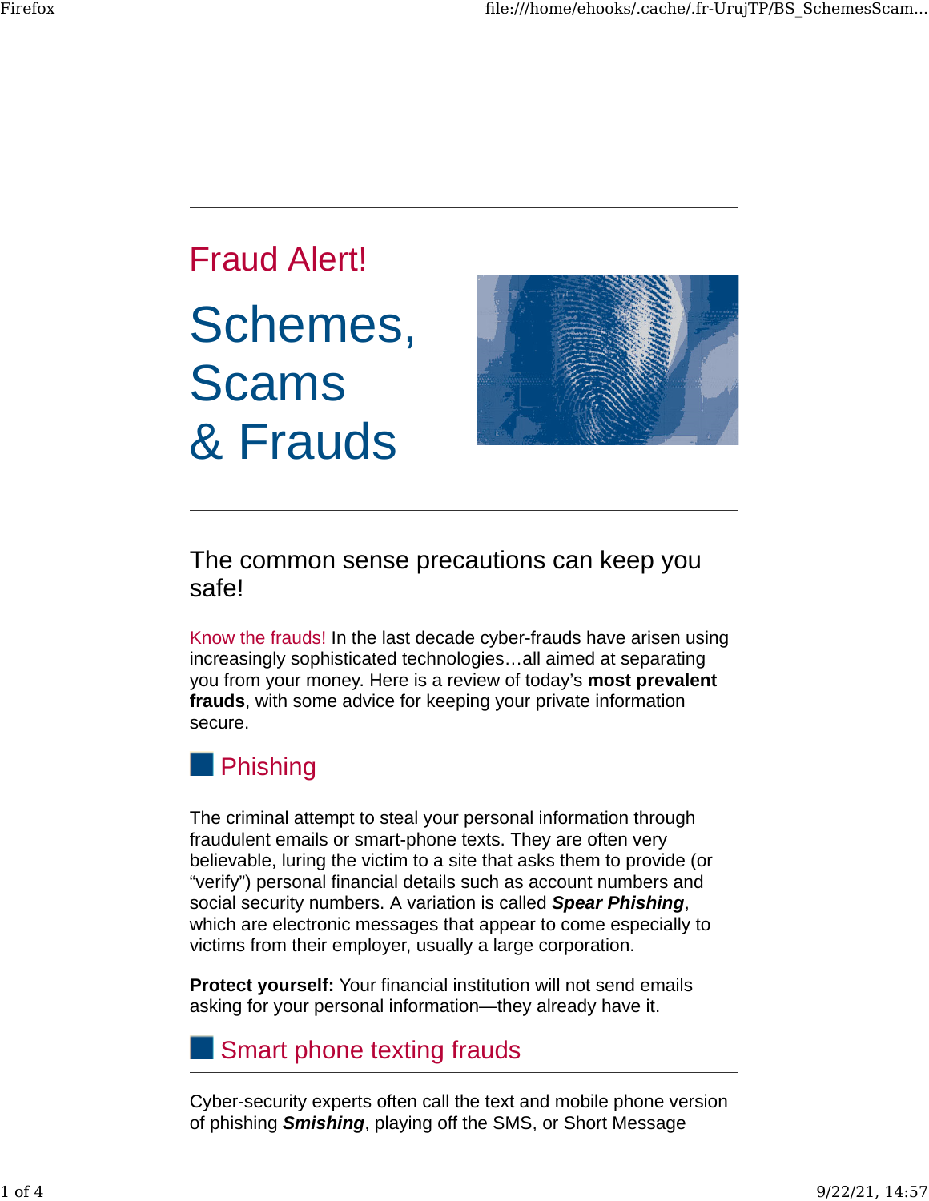Fraud Alert!

# Schemes, Scams & Frauds

## The common sense precautions can keep you safe!

Know the frauds! In the last decade cyber-frauds have arisen using increasingly sophisticated technologies…all aimed at separating you from your money. Here is a review of today's **most prevalent frauds**, with some advice for keeping your private information secure.

## Phishing

The criminal attempt to steal your personal information through fraudulent emails or smart-phone texts. They are often very believable, luring the victim to a site that asks them to provide (or "verify") personal financial details such as account numbers and social security numbers. A variation is called ***Spear Phishing***, which are electronic messages that appear to come especially to victims from their employer, usually a large corporation.

**Protect yourself:** Your financial institution will not send emails asking for your personal information—they already have it.

## Smart phone texting frauds

Cyber-security experts often call the text and mobile phone version of phishing ***Smishing***, playing off the SMS, or Short Message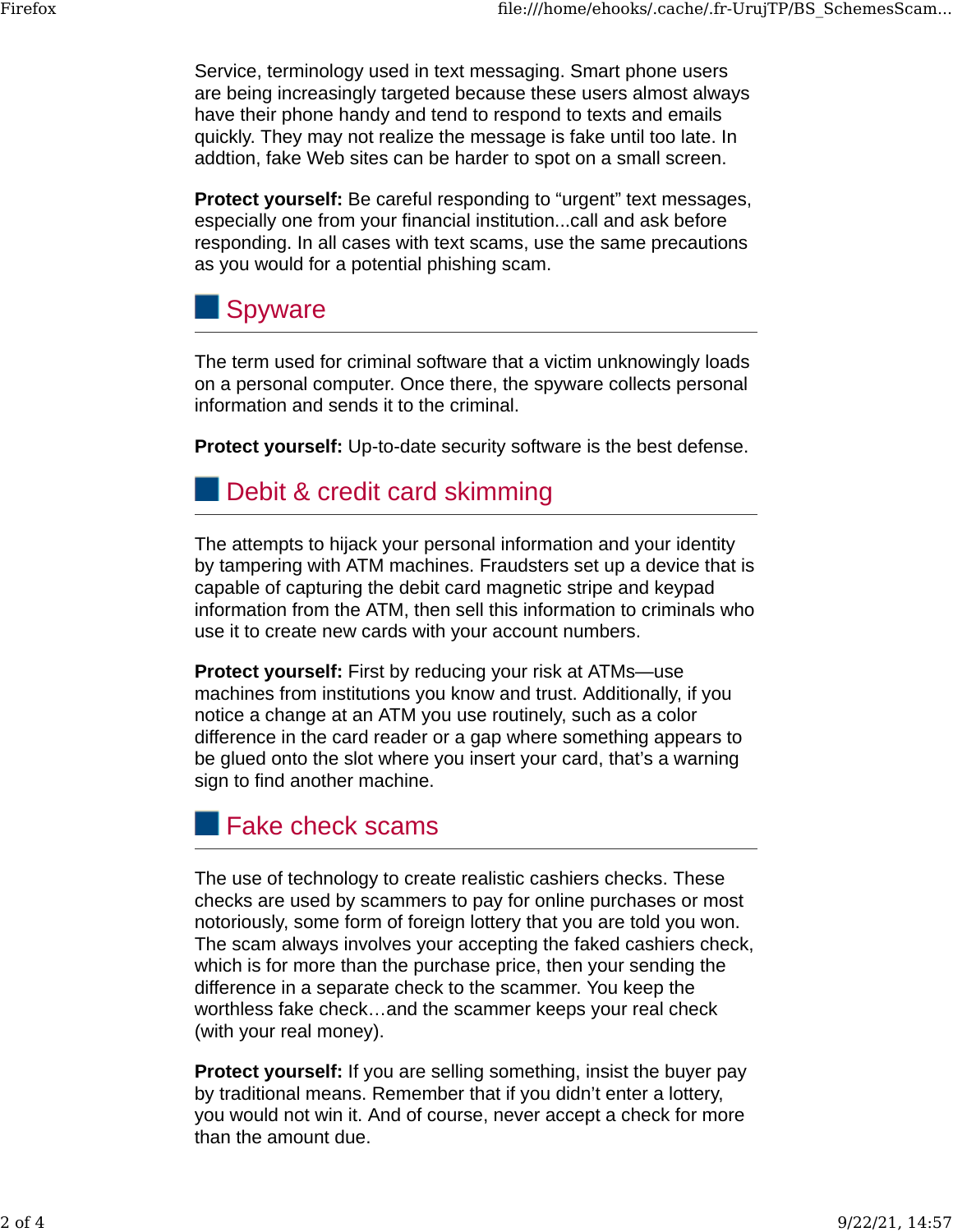Service, terminology used in text messaging. Smart phone users are being increasingly targeted because these users almost always have their phone handy and tend to respond to texts and emails quickly. They may not realize the message is fake until too late. In addtion, fake Web sites can be harder to spot on a small screen.

**Protect yourself:** Be careful responding to “urgent” text messages, especially one from your financial institution...call and ask before responding. In all cases with text scams, use the same precautions as you would for a potential phishing scam.

## Spyware

The term used for criminal software that a victim unknowingly loads on a personal computer. Once there, the spyware collects personal information and sends it to the criminal.

**Protect yourself:** Up-to-date security software is the best defense.

## Debit & credit card skimming

The attempts to hijack your personal information and your identity by tampering with ATM machines. Fraudsters set up a device that is capable of capturing the debit card magnetic stripe and keypad information from the ATM, then sell this information to criminals who use it to create new cards with your account numbers.

**Protect yourself:** First by reducing your risk at ATMs—use machines from institutions you know and trust. Additionally, if you notice a change at an ATM you use routinely, such as a color difference in the card reader or a gap where something appears to be glued onto the slot where you insert your card, that’s a warning sign to find another machine.

## Fake check scams

The use of technology to create realistic cashiers checks. These checks are used by scammers to pay for online purchases or most notoriously, some form of foreign lottery that you are told you won. The scam always involves your accepting the faked cashiers check, which is for more than the purchase price, then your sending the difference in a separate check to the scammer. You keep the worthless fake check…and the scammer keeps your real check (with your real money).

**Protect yourself:** If you are selling something, insist the buyer pay by traditional means. Remember that if you didn’t enter a lottery, you would not win it. And of course, never accept a check for more than the amount due.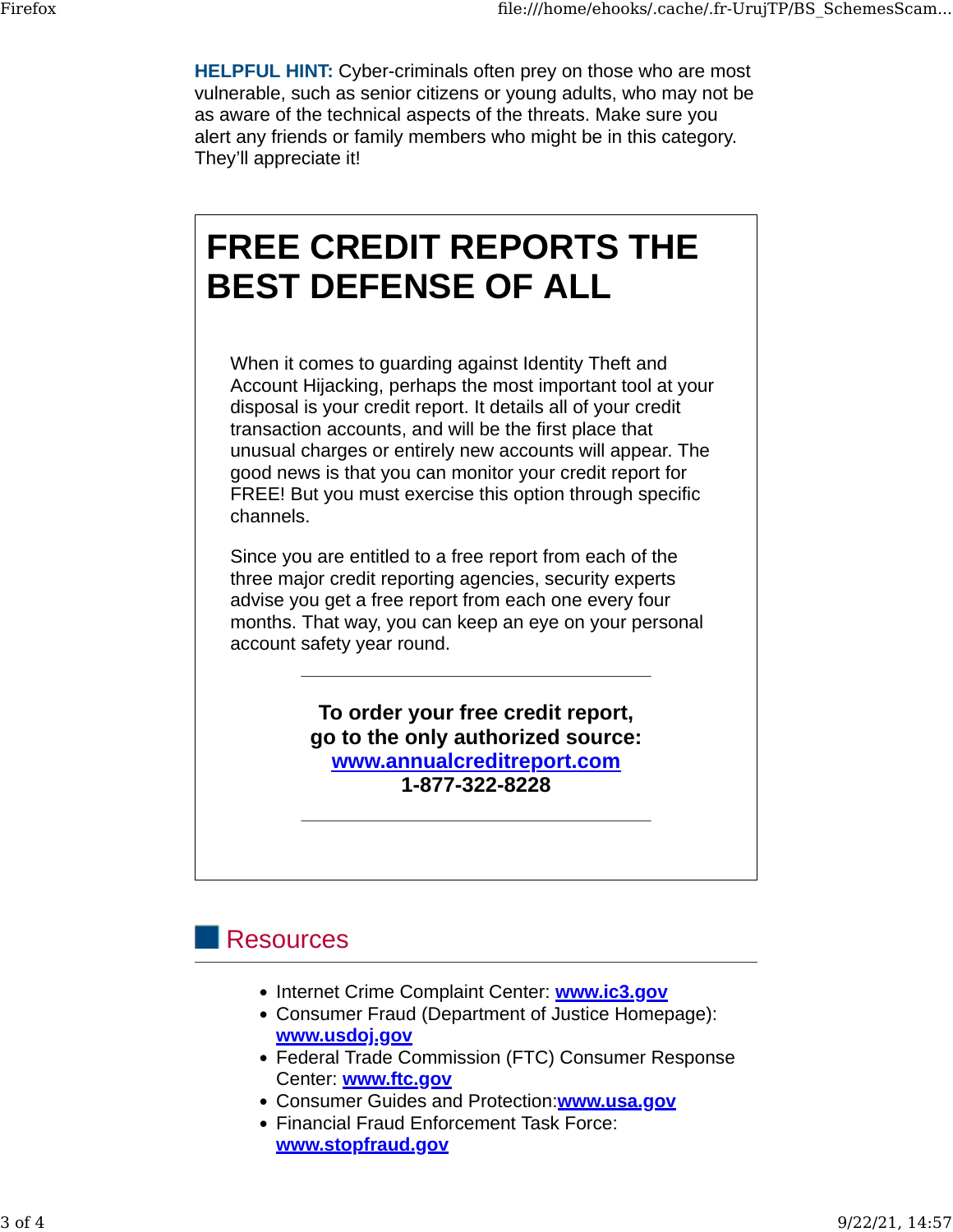**HELPFUL HINT:** Cyber-criminals often prey on those who are most vulnerable, such as senior citizens or young adults, who may not be as aware of the technical aspects of the threats. Make sure you alert any friends or family members who might be in this category. They'll appreciate it!

# FREE CREDIT REPORTS THE BEST DEFENSE OF ALL

When it comes to guarding against Identity Theft and Account Hijacking, perhaps the most important tool at your disposal is your credit report. It details all of your credit transaction accounts, and will be the first place that unusual charges or entirely new accounts will appear. The good news is that you can monitor your credit report for FREE! But you must exercise this option through specific channels.

Since you are entitled to a free report from each of the three major credit reporting agencies, security experts advise you get a free report from each one every four months. That way, you can keep an eye on your personal account safety year round.

---

**To order your free credit report,**
**go to the only authorized source:**
**www.annualcreditreport.com**
**1-877-322-8228**

---

## Resources

- Internet Crime Complaint Center: **www.ic3.gov**
- Consumer Fraud (Department of Justice Homepage): **www.usdoj.gov**
- Federal Trade Commission (FTC) Consumer Response Center: **www.ftc.gov**
- Consumer Guides and Protection:**www.usa.gov**
- Financial Fraud Enforcement Task Force: **www.stopfraud.gov**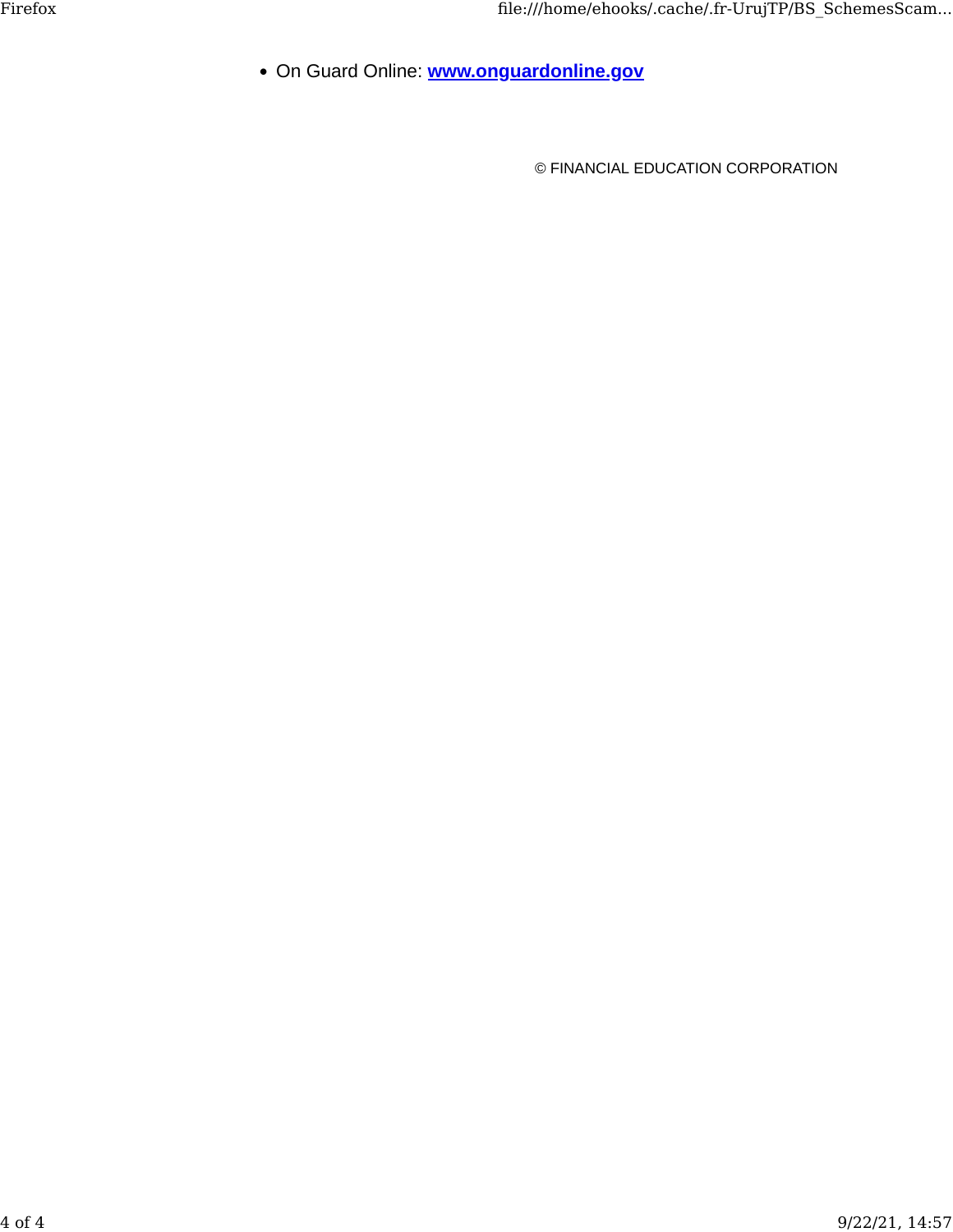- On Guard Online: **www.onguardonline.gov**

© FINANCIAL EDUCATION CORPORATION